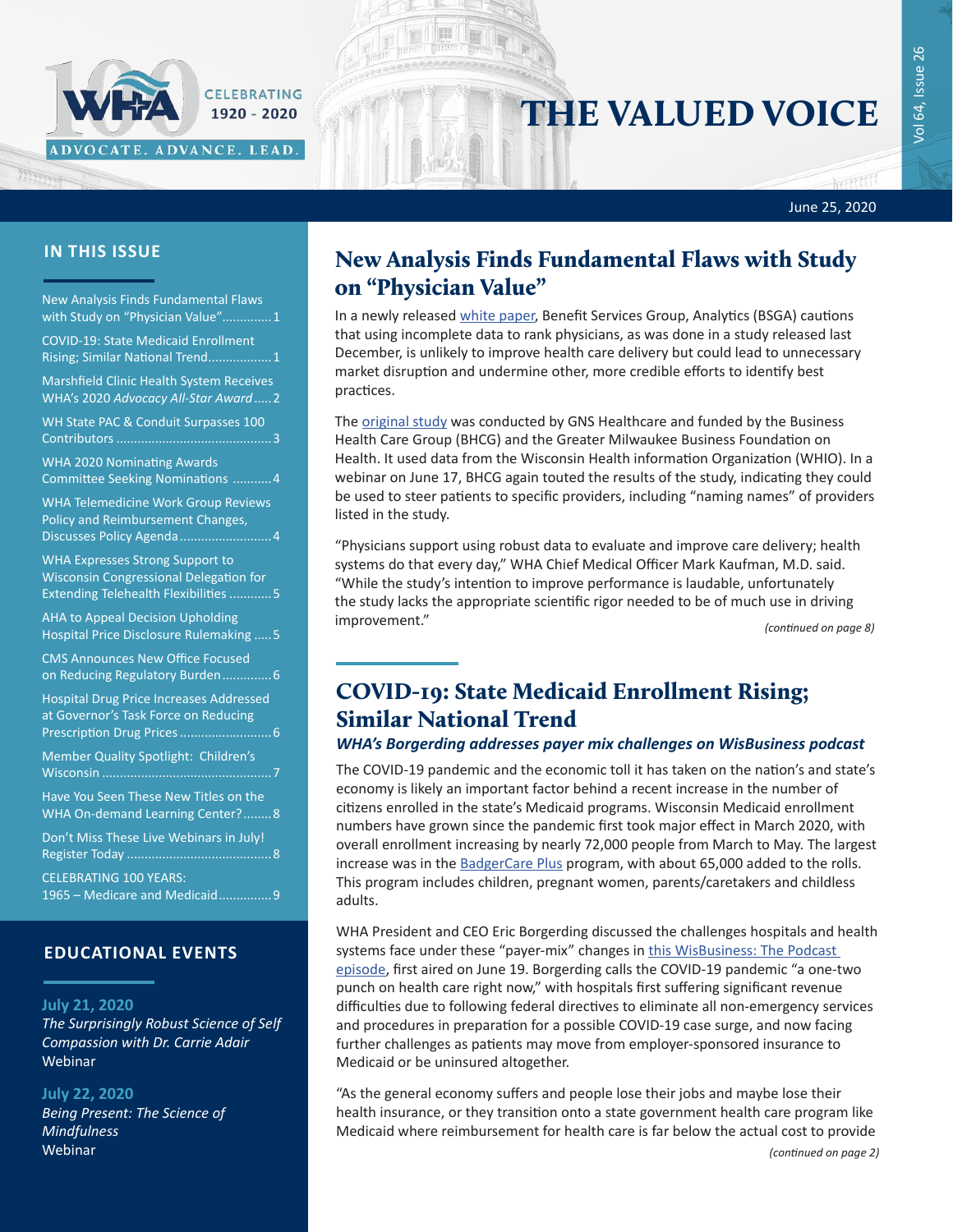WHA

CELEBRATING 1920 - 2020

ADVOCATE. ADVANCE. LEAD.

# THE VALUED VOICE

June 25, 2020

## IN THIS ISSUE

- New Analysis Finds Fundamental Flaws with Study on "Physician Value"..............1
- COVID-19: State Medicaid Enrollment Rising; Similar National Trend..................1
- Marshfield Clinic Health System Receives WHA's 2020 *Advocacy All-Star Award*.....2
- WH State PAC & Conduit Surpasses 100 Contributors ...........................................3
- WHA 2020 Nominating Awards Committee Seeking Nominations ...........4
- WHA Telemedicine Work Group Reviews Policy and Reimbursement Changes, Discusses Policy Agenda..........................4
- WHA Expresses Strong Support to Wisconsin Congressional Delegation for Extending Telehealth Flexibilities ............5
- AHA to Appeal Decision Upholding Hospital Price Disclosure Rulemaking .....5
- CMS Announces New Office Focused on Reducing Regulatory Burden..............6
- Hospital Drug Price Increases Addressed at Governor's Task Force on Reducing Prescription Drug Prices..........................6
- Member Quality Spotlight: Children's Wisconsin ................................................7
- Have You Seen These New Titles on the WHA On-demand Learning Center?........8
- Don't Miss These Live Webinars in July! Register Today .........................................8
- CELEBRATING 100 YEARS: 1965 – Medicare and Medicaid..............9

## EDUCATIONAL EVENTS

**July 21, 2020**
*The Surprisingly Robust Science of Self Compassion with Dr. Carrie Adair*
Webinar

**July 22, 2020**
*Being Present: The Science of Mindfulness*
Webinar

## New Analysis Finds Fundamental Flaws with Study on "Physician Value"

In a newly released white paper, Benefit Services Group, Analytics (BSGA) cautions that using incomplete data to rank physicians, as was done in a study released last December, is unlikely to improve health care delivery but could lead to unnecessary market disruption and undermine other, more credible efforts to identify best practices.

The original study was conducted by GNS Healthcare and funded by the Business Health Care Group (BHCG) and the Greater Milwaukee Business Foundation on Health. It used data from the Wisconsin Health information Organization (WHIO). In a webinar on June 17, BHCG again touted the results of the study, indicating they could be used to steer patients to specific providers, including "naming names" of providers listed in the study.

"Physicians support using robust data to evaluate and improve care delivery; health systems do that every day," WHA Chief Medical Officer Mark Kaufman, M.D. said. "While the study's intention to improve performance is laudable, unfortunately the study lacks the appropriate scientific rigor needed to be of much use in driving improvement."

*(continued on page 8)*

## COVID-19: State Medicaid Enrollment Rising; Similar National Trend

***WHA's Borgerding addresses payer mix challenges on WisBusiness podcast***

The COVID-19 pandemic and the economic toll it has taken on the nation's and state's economy is likely an important factor behind a recent increase in the number of citizens enrolled in the state's Medicaid programs. Wisconsin Medicaid enrollment numbers have grown since the pandemic first took major effect in March 2020, with overall enrollment increasing by nearly 72,000 people from March to May. The largest increase was in the BadgerCare Plus program, with about 65,000 added to the rolls. This program includes children, pregnant women, parents/caretakers and childless adults.

WHA President and CEO Eric Borgerding discussed the challenges hospitals and health systems face under these "payer-mix" changes in this WisBusiness: The Podcast episode, first aired on June 19. Borgerding calls the COVID-19 pandemic "a one-two punch on health care right now," with hospitals first suffering significant revenue difficulties due to following federal directives to eliminate all non-emergency services and procedures in preparation for a possible COVID-19 case surge, and now facing further challenges as patients may move from employer-sponsored insurance to Medicaid or be uninsured altogether.

"As the general economy suffers and people lose their jobs and maybe lose their health insurance, or they transition onto a state government health care program like Medicaid where reimbursement for health care is far below the actual cost to provide

*(continued on page 2)*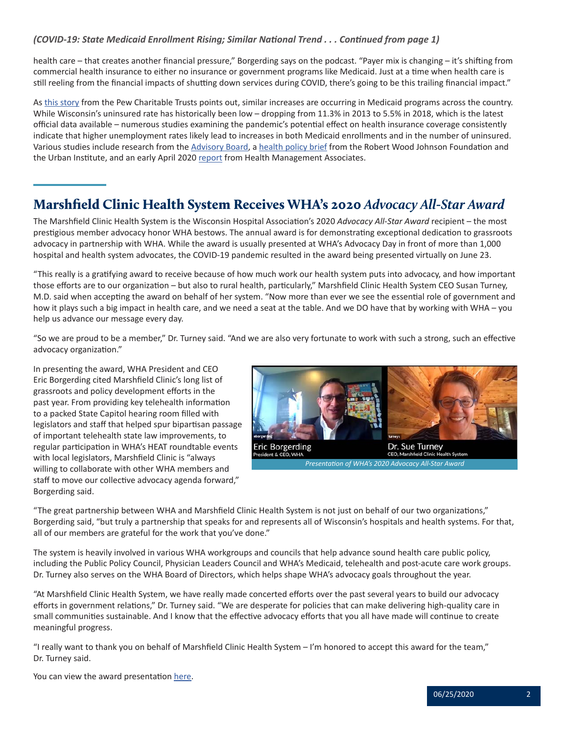*(COVID-19: State Medicaid Enrollment Rising; Similar National Trend . . . Continued from page 1)*

health care – that creates another financial pressure," Borgerding says on the podcast. "Payer mix is changing – it's shifting from commercial health insurance to either no insurance or government programs like Medicaid. Just at a time when health care is still reeling from the financial impacts of shutting down services during COVID, there's going to be this trailing financial impact."

As this story from the Pew Charitable Trusts points out, similar increases are occurring in Medicaid programs across the country. While Wisconsin's uninsured rate has historically been low – dropping from 11.3% in 2013 to 5.5% in 2018, which is the latest official data available – numerous studies examining the pandemic's potential effect on health insurance coverage consistently indicate that higher unemployment rates likely lead to increases in both Medicaid enrollments and in the number of uninsured. Various studies include research from the Advisory Board, a health policy brief from the Robert Wood Johnson Foundation and the Urban Institute, and an early April 2020 report from Health Management Associates.

## Marshfield Clinic Health System Receives WHA's 2020 *Advocacy All-Star Award*

The Marshfield Clinic Health System is the Wisconsin Hospital Association's 2020 *Advocacy All-Star Award* recipient – the most prestigious member advocacy honor WHA bestows. The annual award is for demonstrating exceptional dedication to grassroots advocacy in partnership with WHA. While the award is usually presented at WHA's Advocacy Day in front of more than 1,000 hospital and health system advocates, the COVID-19 pandemic resulted in the award being presented virtually on June 23.

"This really is a gratifying award to receive because of how much work our health system puts into advocacy, and how important those efforts are to our organization – but also to rural health, particularly," Marshfield Clinic Health System CEO Susan Turney, M.D. said when accepting the award on behalf of her system. "Now more than ever we see the essential role of government and how it plays such a big impact in health care, and we need a seat at the table. And we DO have that by working with WHA – you help us advance our message every day.

"So we are proud to be a member," Dr. Turney said. "And we are also very fortunate to work with such a strong, such an effective advocacy organization."

In presenting the award, WHA President and CEO Eric Borgerding cited Marshfield Clinic's long list of grassroots and policy development efforts in the past year. From providing key telehealth information to a packed State Capitol hearing room filled with legislators and staff that helped spur bipartisan passage of important telehealth state law improvements, to regular participation in WHA's HEAT roundtable events with local legislators, Marshfield Clinic is "always willing to collaborate with other WHA members and staff to move our collective advocacy agenda forward," Borgerding said.

Eric Borgerding, President & CEO, WHA — Dr. Sue Turney, CEO, Marshfield Clinic Health System

*Presentation of WHA's 2020 Advocacy All-Star Award*

"The great partnership between WHA and Marshfield Clinic Health System is not just on behalf of our two organizations," Borgerding said, "but truly a partnership that speaks for and represents all of Wisconsin's hospitals and health systems. For that, all of our members are grateful for the work that you've done."

The system is heavily involved in various WHA workgroups and councils that help advance sound health care public policy, including the Public Policy Council, Physician Leaders Council and WHA's Medicaid, telehealth and post-acute care work groups. Dr. Turney also serves on the WHA Board of Directors, which helps shape WHA's advocacy goals throughout the year.

"At Marshfield Clinic Health System, we have really made concerted efforts over the past several years to build our advocacy efforts in government relations," Dr. Turney said. "We are desperate for policies that can make delivering high-quality care in small communities sustainable. And I know that the effective advocacy efforts that you all have made will continue to create meaningful progress.

"I really want to thank you on behalf of Marshfield Clinic Health System – I'm honored to accept this award for the team," Dr. Turney said.

You can view the award presentation here.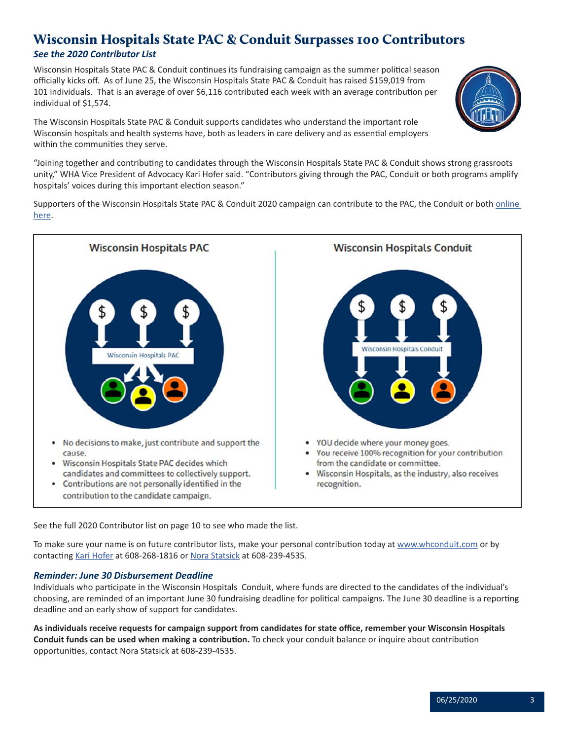# Wisconsin Hospitals State PAC & Conduit Surpasses 100 Contributors

***See the 2020 Contributor List***

Wisconsin Hospitals State PAC & Conduit continues its fundraising campaign as the summer political season officially kicks off. As of June 25, the Wisconsin Hospitals State PAC & Conduit has raised $159,019 from 101 individuals. That is an average of over $6,116 contributed each week with an average contribution per individual of $1,574.

The Wisconsin Hospitals State PAC & Conduit supports candidates who understand the important role Wisconsin hospitals and health systems have, both as leaders in care delivery and as essential employers within the communities they serve.

"Joining together and contributing to candidates through the Wisconsin Hospitals State PAC & Conduit shows strong grassroots unity," WHA Vice President of Advocacy Kari Hofer said. "Contributors giving through the PAC, Conduit or both programs amplify hospitals' voices during this important election season."

Supporters of the Wisconsin Hospitals State PAC & Conduit 2020 campaign can contribute to the PAC, the Conduit or both online here.

**Wisconsin Hospitals PAC**

- No decisions to make, just contribute and support the cause.
- Wisconsin Hospitals State PAC decides which candidates and committees to collectively support.
- Contributions are not personally identified in the contribution to the candidate campaign.

**Wisconsin Hospitals Conduit**

- YOU decide where your money goes.
- You receive 100% recognition for your contribution from the candidate or committee.
- Wisconsin Hospitals, as the industry, also receives recognition.

See the full 2020 Contributor list on page 10 to see who made the list.

To make sure your name is on future contributor lists, make your personal contribution today at www.whconduit.com or by contacting Kari Hofer at 608-268-1816 or Nora Statsick at 608-239-4535.

***Reminder: June 30 Disbursement Deadline***

Individuals who participate in the Wisconsin Hospitals Conduit, where funds are directed to the candidates of the individual's choosing, are reminded of an important June 30 fundraising deadline for political campaigns. The June 30 deadline is a reporting deadline and an early show of support for candidates.

**As individuals receive requests for campaign support from candidates for state office, remember your Wisconsin Hospitals Conduit funds can be used when making a contribution.** To check your conduit balance or inquire about contribution opportunities, contact Nora Statsick at 608-239-4535.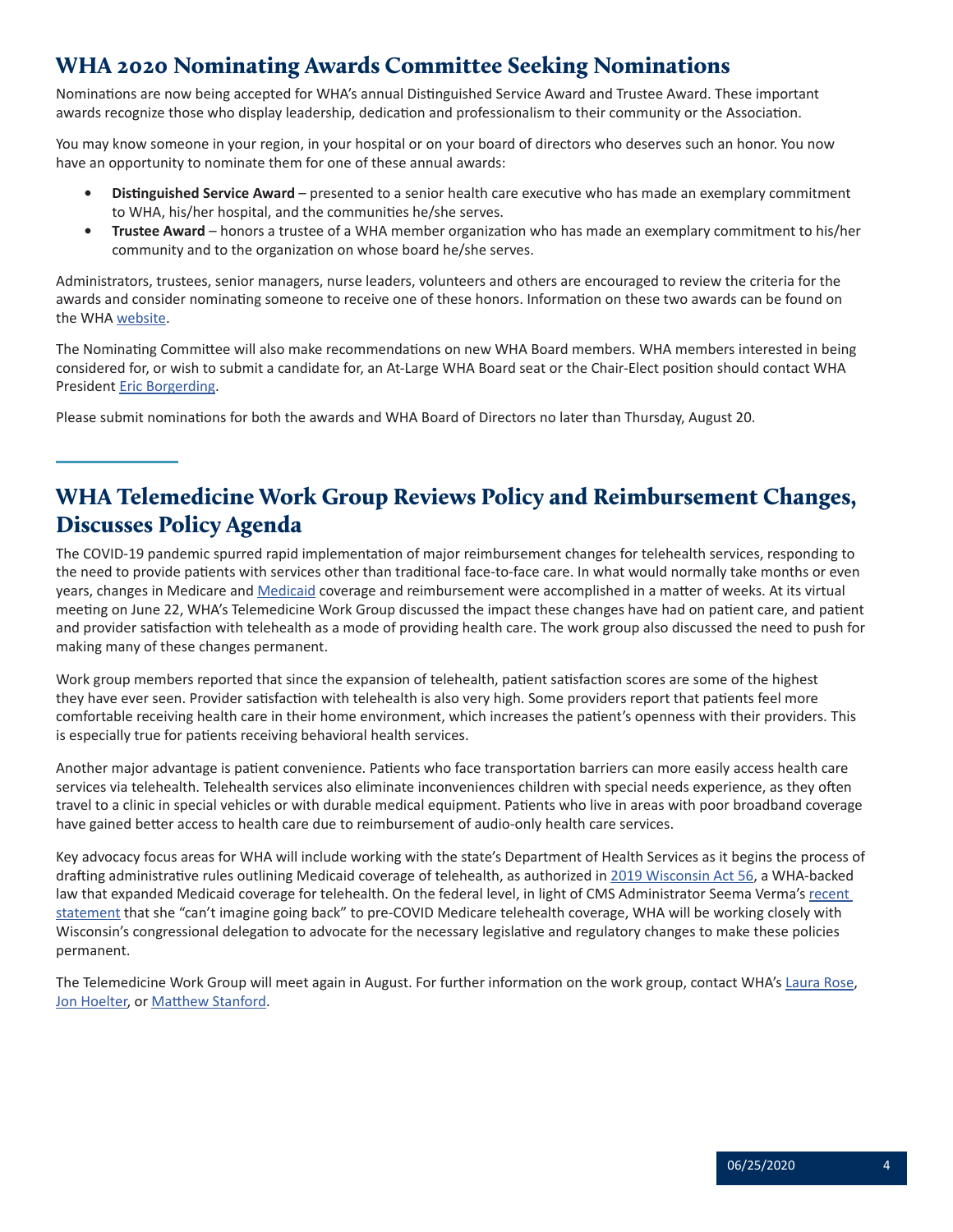## WHA 2020 Nominating Awards Committee Seeking Nominations

Nominations are now being accepted for WHA's annual Distinguished Service Award and Trustee Award. These important awards recognize those who display leadership, dedication and professionalism to their community or the Association.

You may know someone in your region, in your hospital or on your board of directors who deserves such an honor. You now have an opportunity to nominate them for one of these annual awards:

- **Distinguished Service Award** – presented to a senior health care executive who has made an exemplary commitment to WHA, his/her hospital, and the communities he/she serves.
- **Trustee Award** – honors a trustee of a WHA member organization who has made an exemplary commitment to his/her community and to the organization on whose board he/she serves.

Administrators, trustees, senior managers, nurse leaders, volunteers and others are encouraged to review the criteria for the awards and consider nominating someone to receive one of these honors. Information on these two awards can be found on the WHA website.

The Nominating Committee will also make recommendations on new WHA Board members. WHA members interested in being considered for, or wish to submit a candidate for, an At-Large WHA Board seat or the Chair-Elect position should contact WHA President Eric Borgerding.

Please submit nominations for both the awards and WHA Board of Directors no later than Thursday, August 20.

## WHA Telemedicine Work Group Reviews Policy and Reimbursement Changes, Discusses Policy Agenda

The COVID-19 pandemic spurred rapid implementation of major reimbursement changes for telehealth services, responding to the need to provide patients with services other than traditional face-to-face care. In what would normally take months or even years, changes in Medicare and Medicaid coverage and reimbursement were accomplished in a matter of weeks. At its virtual meeting on June 22, WHA's Telemedicine Work Group discussed the impact these changes have had on patient care, and patient and provider satisfaction with telehealth as a mode of providing health care. The work group also discussed the need to push for making many of these changes permanent.

Work group members reported that since the expansion of telehealth, patient satisfaction scores are some of the highest they have ever seen. Provider satisfaction with telehealth is also very high. Some providers report that patients feel more comfortable receiving health care in their home environment, which increases the patient's openness with their providers. This is especially true for patients receiving behavioral health services.

Another major advantage is patient convenience. Patients who face transportation barriers can more easily access health care services via telehealth. Telehealth services also eliminate inconveniences children with special needs experience, as they often travel to a clinic in special vehicles or with durable medical equipment. Patients who live in areas with poor broadband coverage have gained better access to health care due to reimbursement of audio-only health care services.

Key advocacy focus areas for WHA will include working with the state's Department of Health Services as it begins the process of drafting administrative rules outlining Medicaid coverage of telehealth, as authorized in 2019 Wisconsin Act 56, a WHA-backed law that expanded Medicaid coverage for telehealth. On the federal level, in light of CMS Administrator Seema Verma's recent statement that she "can't imagine going back" to pre-COVID Medicare telehealth coverage, WHA will be working closely with Wisconsin's congressional delegation to advocate for the necessary legislative and regulatory changes to make these policies permanent.

The Telemedicine Work Group will meet again in August. For further information on the work group, contact WHA's Laura Rose, Jon Hoelter, or Matthew Stanford.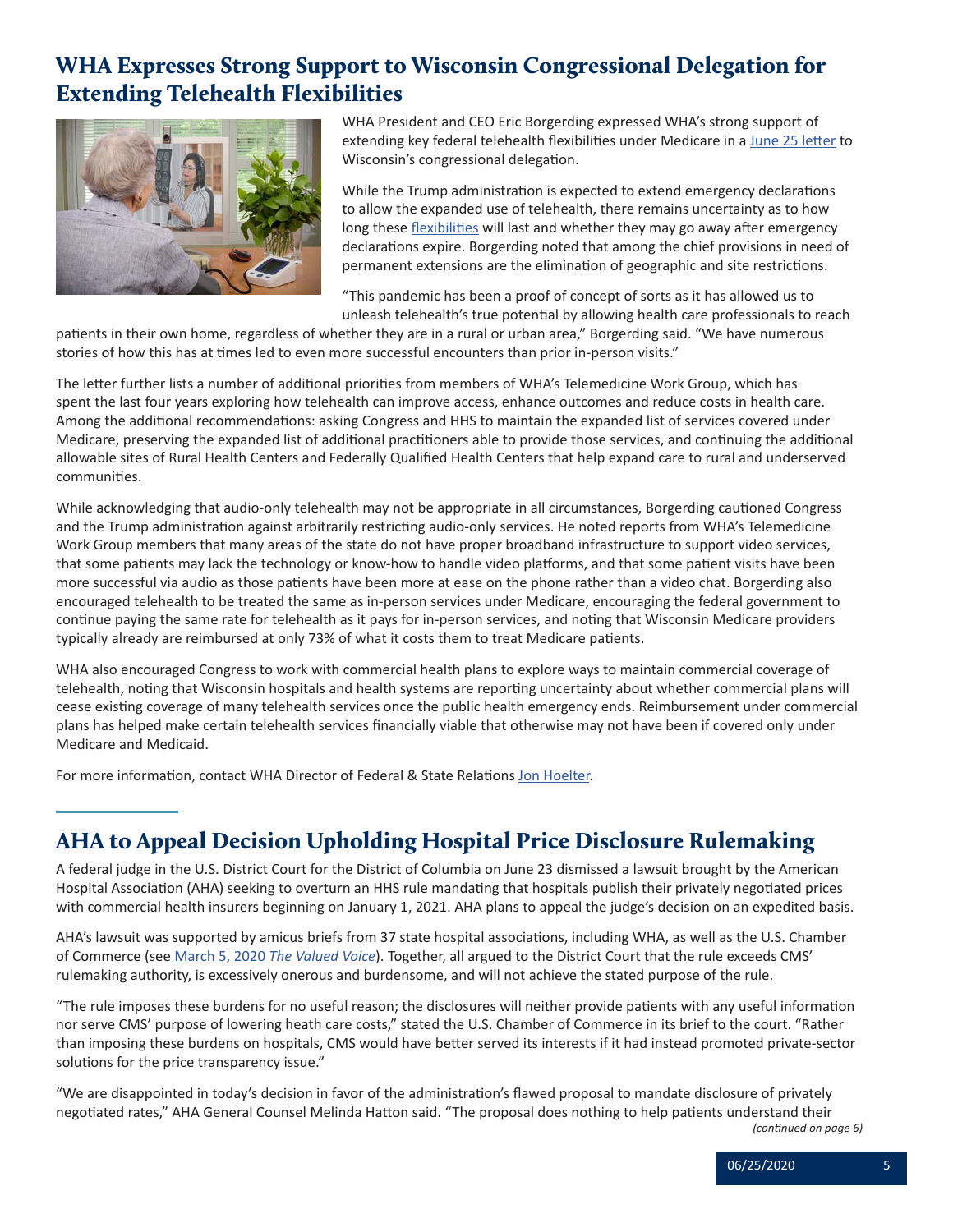## WHA Expresses Strong Support to Wisconsin Congressional Delegation for Extending Telehealth Flexibilities

WHA President and CEO Eric Borgerding expressed WHA's strong support of extending key federal telehealth flexibilities under Medicare in a June 25 letter to Wisconsin's congressional delegation.

While the Trump administration is expected to extend emergency declarations to allow the expanded use of telehealth, there remains uncertainty as to how long these flexibilities will last and whether they may go away after emergency declarations expire. Borgerding noted that among the chief provisions in need of permanent extensions are the elimination of geographic and site restrictions.

"This pandemic has been a proof of concept of sorts as it has allowed us to unleash telehealth's true potential by allowing health care professionals to reach patients in their own home, regardless of whether they are in a rural or urban area," Borgerding said. "We have numerous stories of how this has at times led to even more successful encounters than prior in-person visits."

The letter further lists a number of additional priorities from members of WHA's Telemedicine Work Group, which has spent the last four years exploring how telehealth can improve access, enhance outcomes and reduce costs in health care. Among the additional recommendations: asking Congress and HHS to maintain the expanded list of services covered under Medicare, preserving the expanded list of additional practitioners able to provide those services, and continuing the additional allowable sites of Rural Health Centers and Federally Qualified Health Centers that help expand care to rural and underserved communities.

While acknowledging that audio-only telehealth may not be appropriate in all circumstances, Borgerding cautioned Congress and the Trump administration against arbitrarily restricting audio-only services. He noted reports from WHA's Telemedicine Work Group members that many areas of the state do not have proper broadband infrastructure to support video services, that some patients may lack the technology or know-how to handle video platforms, and that some patient visits have been more successful via audio as those patients have been more at ease on the phone rather than a video chat. Borgerding also encouraged telehealth to be treated the same as in-person services under Medicare, encouraging the federal government to continue paying the same rate for telehealth as it pays for in-person services, and noting that Wisconsin Medicare providers typically already are reimbursed at only 73% of what it costs them to treat Medicare patients.

WHA also encouraged Congress to work with commercial health plans to explore ways to maintain commercial coverage of telehealth, noting that Wisconsin hospitals and health systems are reporting uncertainty about whether commercial plans will cease existing coverage of many telehealth services once the public health emergency ends. Reimbursement under commercial plans has helped make certain telehealth services financially viable that otherwise may not have been if covered only under Medicare and Medicaid.

For more information, contact WHA Director of Federal & State Relations Jon Hoelter.

## AHA to Appeal Decision Upholding Hospital Price Disclosure Rulemaking

A federal judge in the U.S. District Court for the District of Columbia on June 23 dismissed a lawsuit brought by the American Hospital Association (AHA) seeking to overturn an HHS rule mandating that hospitals publish their privately negotiated prices with commercial health insurers beginning on January 1, 2021. AHA plans to appeal the judge's decision on an expedited basis.

AHA's lawsuit was supported by amicus briefs from 37 state hospital associations, including WHA, as well as the U.S. Chamber of Commerce (see March 5, 2020 *The Valued Voice*). Together, all argued to the District Court that the rule exceeds CMS' rulemaking authority, is excessively onerous and burdensome, and will not achieve the stated purpose of the rule.

"The rule imposes these burdens for no useful reason; the disclosures will neither provide patients with any useful information nor serve CMS' purpose of lowering heath care costs," stated the U.S. Chamber of Commerce in its brief to the court. "Rather than imposing these burdens on hospitals, CMS would have better served its interests if it had instead promoted private-sector solutions for the price transparency issue."

"We are disappointed in today's decision in favor of the administration's flawed proposal to mandate disclosure of privately negotiated rates," AHA General Counsel Melinda Hatton said. "The proposal does nothing to help patients understand their

*(continued on page 6)*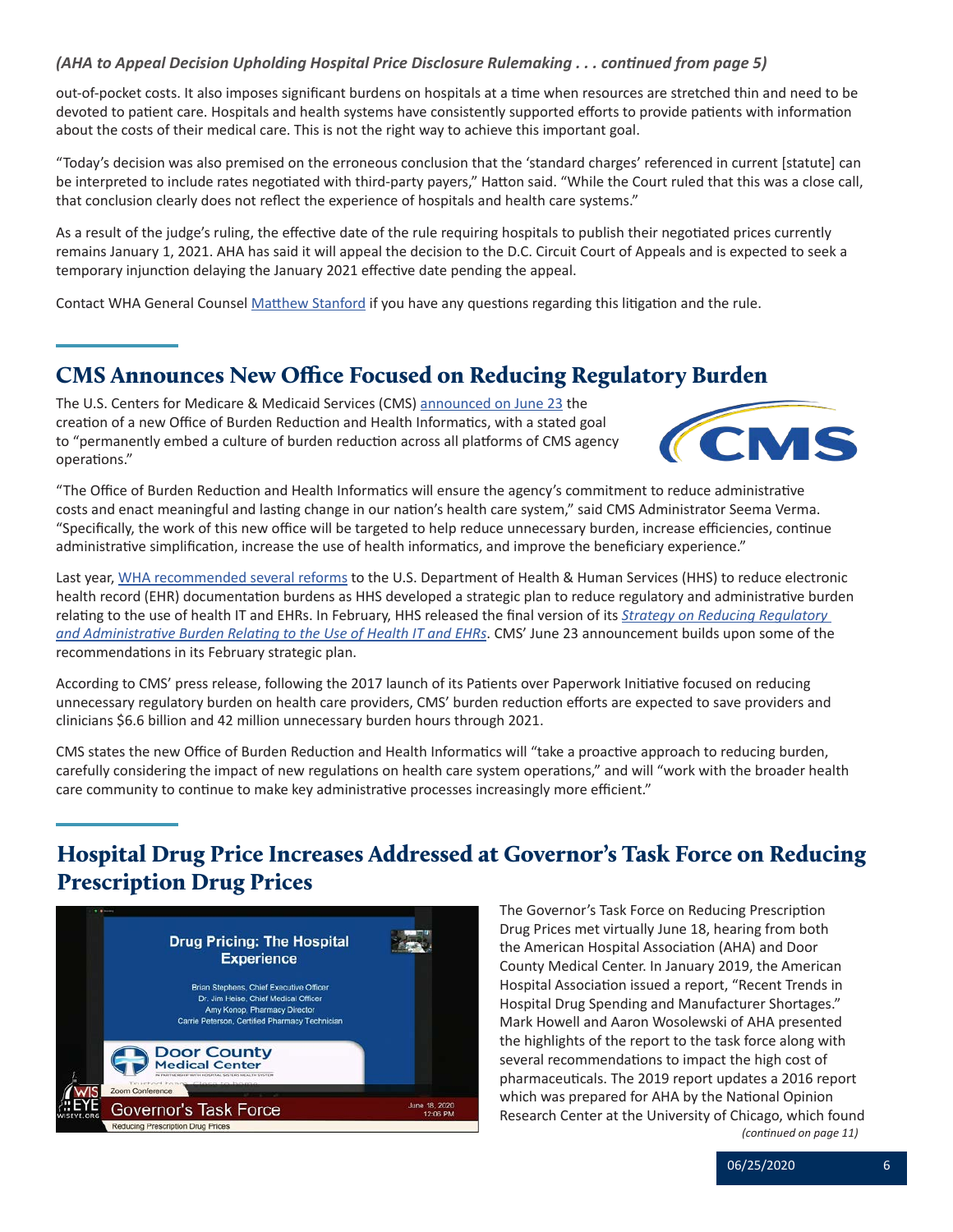*(AHA to Appeal Decision Upholding Hospital Price Disclosure Rulemaking . . . continued from page 5)*

out-of-pocket costs. It also imposes significant burdens on hospitals at a time when resources are stretched thin and need to be devoted to patient care. Hospitals and health systems have consistently supported efforts to provide patients with information about the costs of their medical care. This is not the right way to achieve this important goal.

"Today's decision was also premised on the erroneous conclusion that the 'standard charges' referenced in current [statute] can be interpreted to include rates negotiated with third-party payers," Hatton said. "While the Court ruled that this was a close call, that conclusion clearly does not reflect the experience of hospitals and health care systems."

As a result of the judge's ruling, the effective date of the rule requiring hospitals to publish their negotiated prices currently remains January 1, 2021. AHA has said it will appeal the decision to the D.C. Circuit Court of Appeals and is expected to seek a temporary injunction delaying the January 2021 effective date pending the appeal.

Contact WHA General Counsel Matthew Stanford if you have any questions regarding this litigation and the rule.

## CMS Announces New Office Focused on Reducing Regulatory Burden

The U.S. Centers for Medicare & Medicaid Services (CMS) announced on June 23 the creation of a new Office of Burden Reduction and Health Informatics, with a stated goal to "permanently embed a culture of burden reduction across all platforms of CMS agency operations."

"The Office of Burden Reduction and Health Informatics will ensure the agency's commitment to reduce administrative costs and enact meaningful and lasting change in our nation's health care system," said CMS Administrator Seema Verma. "Specifically, the work of this new office will be targeted to help reduce unnecessary burden, increase efficiencies, continue administrative simplification, increase the use of health informatics, and improve the beneficiary experience."

Last year, WHA recommended several reforms to the U.S. Department of Health & Human Services (HHS) to reduce electronic health record (EHR) documentation burdens as HHS developed a strategic plan to reduce regulatory and administrative burden relating to the use of health IT and EHRs. In February, HHS released the final version of its *Strategy on Reducing Regulatory and Administrative Burden Relating to the Use of Health IT and EHRs*. CMS' June 23 announcement builds upon some of the recommendations in its February strategic plan.

According to CMS' press release, following the 2017 launch of its Patients over Paperwork Initiative focused on reducing unnecessary regulatory burden on health care providers, CMS' burden reduction efforts are expected to save providers and clinicians $6.6 billion and 42 million unnecessary burden hours through 2021.

CMS states the new Office of Burden Reduction and Health Informatics will "take a proactive approach to reducing burden, carefully considering the impact of new regulations on health care system operations," and will "work with the broader health care community to continue to make key administrative processes increasingly more efficient."

## Hospital Drug Price Increases Addressed at Governor's Task Force on Reducing Prescription Drug Prices

The Governor's Task Force on Reducing Prescription Drug Prices met virtually June 18, hearing from both the American Hospital Association (AHA) and Door County Medical Center. In January 2019, the American Hospital Association issued a report, "Recent Trends in Hospital Drug Spending and Manufacturer Shortages." Mark Howell and Aaron Wosolewski of AHA presented the highlights of the report to the task force along with several recommendations to impact the high cost of pharmaceuticals. The 2019 report updates a 2016 report which was prepared for AHA by the National Opinion Research Center at the University of Chicago, which found

*(continued on page 11)*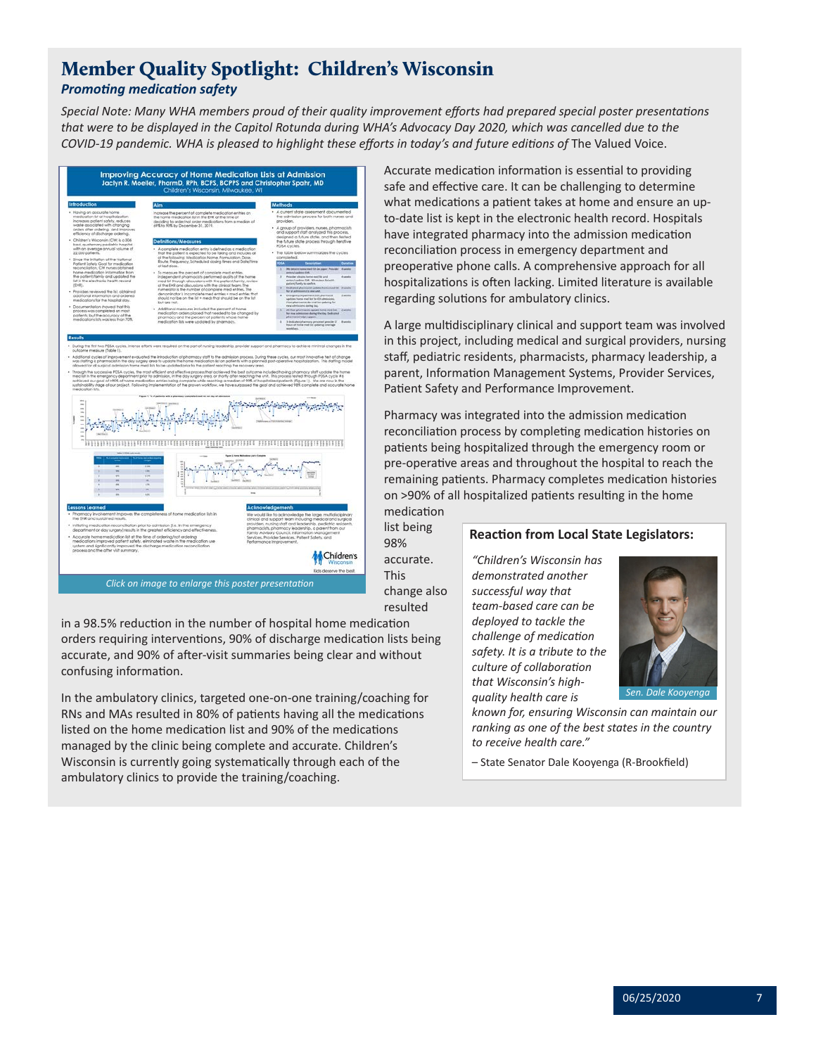# Member Quality Spotlight: Children's Wisconsin

***Promoting medication safety***

*Special Note: Many WHA members proud of their quality improvement efforts had prepared special poster presentations that were to be displayed in the Capitol Rotunda during WHA's Advocacy Day 2020, which was cancelled due to the COVID-19 pandemic. WHA is pleased to highlight these efforts in today's and future editions of* The Valued Voice.

*Click on image to enlarge this poster presentation*

Accurate medication information is essential to providing safe and effective care. It can be challenging to determine what medications a patient takes at home and ensure an up-to-date list is kept in the electronic health record. Hospitals have integrated pharmacy into the admission medication reconciliation process in emergency department and preoperative phone calls. A comprehensive approach for all hospitalizations is often lacking. Limited literature is available regarding solutions for ambulatory clinics.

A large multidisciplinary clinical and support team was involved in this project, including medical and surgical providers, nursing staff, pediatric residents, pharmacists, pharmacy leadership, a parent, Information Management Systems, Provider Services, Patient Safety and Performance Improvement.

Pharmacy was integrated into the admission medication reconciliation process by completing medication histories on patients being hospitalized through the emergency room or pre-operative areas and throughout the hospital to reach the remaining patients. Pharmacy completes medication histories on >90% of all hospitalized patients resulting in the home medication list being 98% accurate. This change also resulted in a 98.5% reduction in the number of hospital home medication orders requiring interventions, 90% of discharge medication lists being accurate, and 90% of after-visit summaries being clear and without confusing information.

In the ambulatory clinics, targeted one-on-one training/coaching for RNs and MAs resulted in 80% of patients having all the medications listed on the home medication list and 90% of the medications managed by the clinic being complete and accurate. Children's Wisconsin is currently going systematically through each of the ambulatory clinics to provide the training/coaching.

### Reaction from Local State Legislators:

*"Children's Wisconsin has demonstrated another successful way that team-based care can be deployed to tackle the challenge of medication safety. It is a tribute to the culture of collaboration that Wisconsin's high-quality health care is known for, ensuring Wisconsin can maintain our ranking as one of the best states in the country to receive health care."*

*Sen. Dale Kooyenga*

– State Senator Dale Kooyenga (R-Brookfield)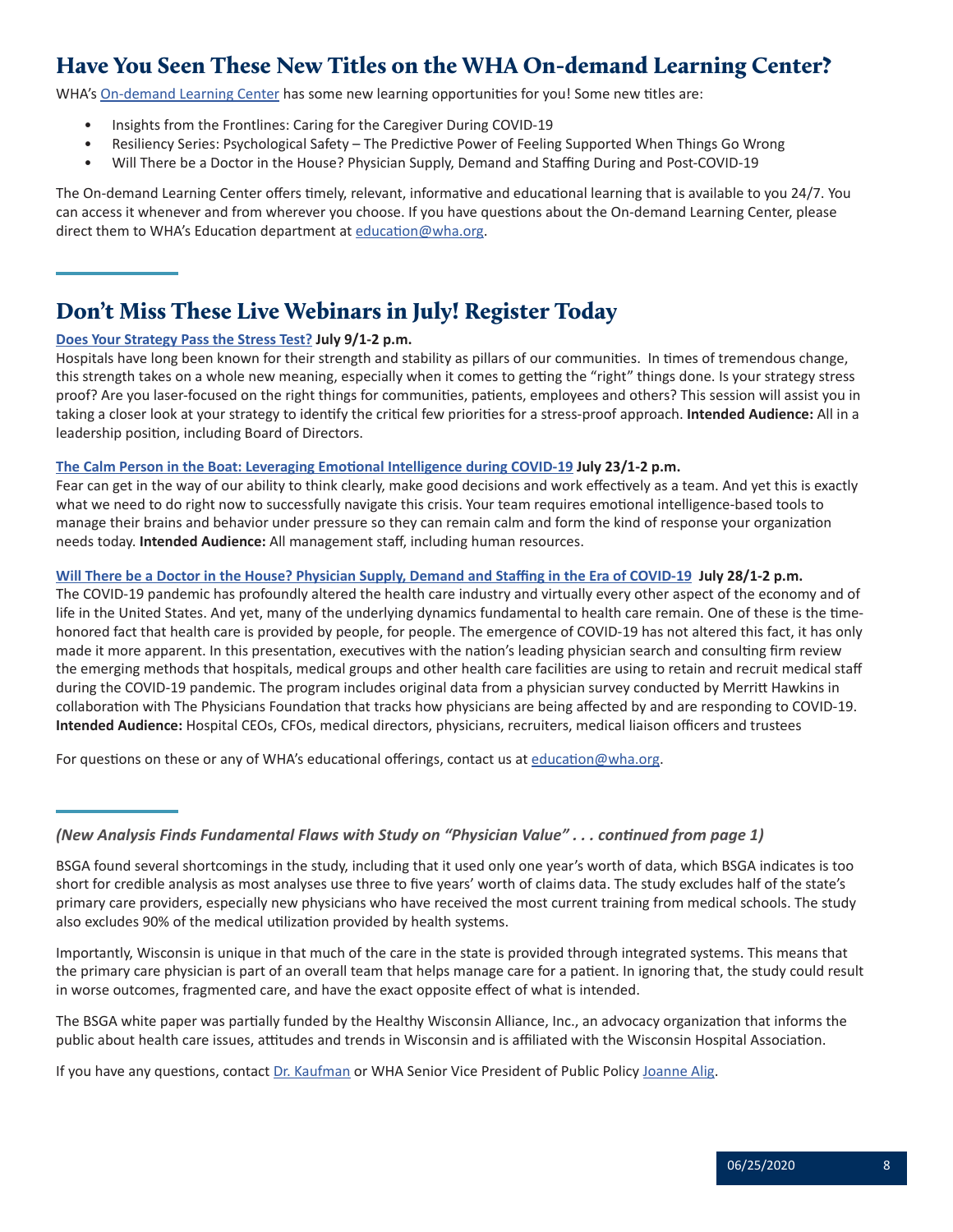## Have You Seen These New Titles on the WHA On-demand Learning Center?

WHA's On-demand Learning Center has some new learning opportunities for you! Some new titles are:

- Insights from the Frontlines: Caring for the Caregiver During COVID-19
- Resiliency Series: Psychological Safety – The Predictive Power of Feeling Supported When Things Go Wrong
- Will There be a Doctor in the House? Physician Supply, Demand and Staffing During and Post-COVID-19

The On-demand Learning Center offers timely, relevant, informative and educational learning that is available to you 24/7. You can access it whenever and from wherever you choose. If you have questions about the On-demand Learning Center, please direct them to WHA's Education department at education@wha.org.

## Don't Miss These Live Webinars in July! Register Today

**Does Your Strategy Pass the Stress Test? July 9/1-2 p.m.**

Hospitals have long been known for their strength and stability as pillars of our communities. In times of tremendous change, this strength takes on a whole new meaning, especially when it comes to getting the "right" things done. Is your strategy stress proof? Are you laser-focused on the right things for communities, patients, employees and others? This session will assist you in taking a closer look at your strategy to identify the critical few priorities for a stress-proof approach. **Intended Audience:** All in a leadership position, including Board of Directors.

**The Calm Person in the Boat: Leveraging Emotional Intelligence during COVID-19 July 23/1-2 p.m.**

Fear can get in the way of our ability to think clearly, make good decisions and work effectively as a team. And yet this is exactly what we need to do right now to successfully navigate this crisis. Your team requires emotional intelligence-based tools to manage their brains and behavior under pressure so they can remain calm and form the kind of response your organization needs today. **Intended Audience:** All management staff, including human resources.

**Will There be a Doctor in the House? Physician Supply, Demand and Staffing in the Era of COVID-19 July 28/1-2 p.m.**

The COVID-19 pandemic has profoundly altered the health care industry and virtually every other aspect of the economy and of life in the United States. And yet, many of the underlying dynamics fundamental to health care remain. One of these is the time-honored fact that health care is provided by people, for people. The emergence of COVID-19 has not altered this fact, it has only made it more apparent. In this presentation, executives with the nation's leading physician search and consulting firm review the emerging methods that hospitals, medical groups and other health care facilities are using to retain and recruit medical staff during the COVID-19 pandemic. The program includes original data from a physician survey conducted by Merritt Hawkins in collaboration with The Physicians Foundation that tracks how physicians are being affected by and are responding to COVID-19. **Intended Audience:** Hospital CEOs, CFOs, medical directors, physicians, recruiters, medical liaison officers and trustees

For questions on these or any of WHA's educational offerings, contact us at education@wha.org.

***(New Analysis Finds Fundamental Flaws with Study on "Physician Value" . . . continued from page 1)***

BSGA found several shortcomings in the study, including that it used only one year's worth of data, which BSGA indicates is too short for credible analysis as most analyses use three to five years' worth of claims data. The study excludes half of the state's primary care providers, especially new physicians who have received the most current training from medical schools. The study also excludes 90% of the medical utilization provided by health systems.

Importantly, Wisconsin is unique in that much of the care in the state is provided through integrated systems. This means that the primary care physician is part of an overall team that helps manage care for a patient. In ignoring that, the study could result in worse outcomes, fragmented care, and have the exact opposite effect of what is intended.

The BSGA white paper was partially funded by the Healthy Wisconsin Alliance, Inc., an advocacy organization that informs the public about health care issues, attitudes and trends in Wisconsin and is affiliated with the Wisconsin Hospital Association.

If you have any questions, contact Dr. Kaufman or WHA Senior Vice President of Public Policy Joanne Alig.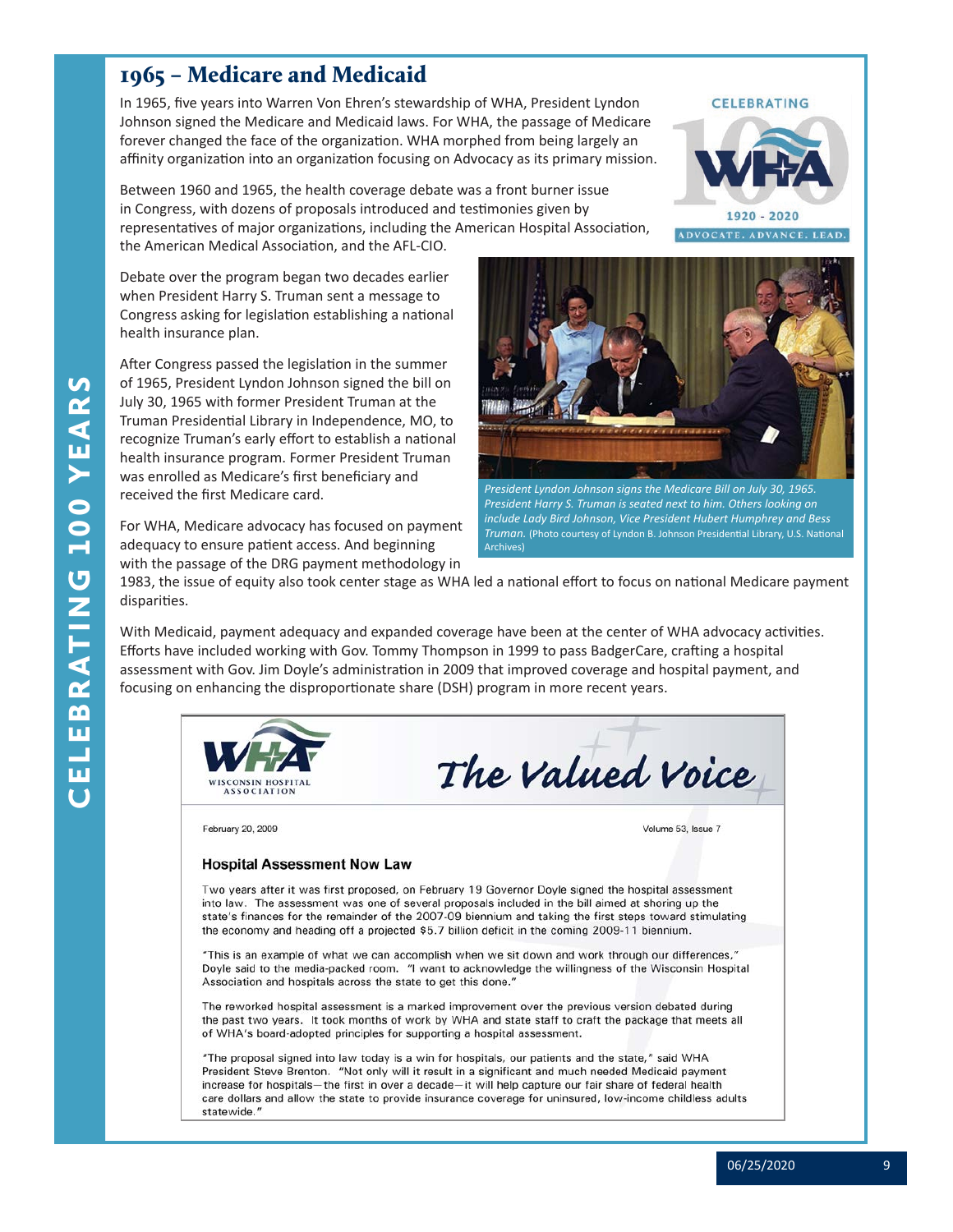# 1965 – Medicare and Medicaid

In 1965, five years into Warren Von Ehren's stewardship of WHA, President Lyndon Johnson signed the Medicare and Medicaid laws. For WHA, the passage of Medicare forever changed the face of the organization. WHA morphed from being largely an affinity organization into an organization focusing on Advocacy as its primary mission.

Between 1960 and 1965, the health coverage debate was a front burner issue in Congress, with dozens of proposals introduced and testimonies given by representatives of major organizations, including the American Hospital Association, the American Medical Association, and the AFL-CIO.

Debate over the program began two decades earlier when President Harry S. Truman sent a message to Congress asking for legislation establishing a national health insurance plan.

After Congress passed the legislation in the summer of 1965, President Lyndon Johnson signed the bill on July 30, 1965 with former President Truman at the Truman Presidential Library in Independence, MO, to recognize Truman's early effort to establish a national health insurance program. Former President Truman was enrolled as Medicare's first beneficiary and received the first Medicare card.

*President Lyndon Johnson signs the Medicare Bill on July 30, 1965. President Harry S. Truman is seated next to him. Others looking on include Lady Bird Johnson, Vice President Hubert Humphrey and Bess Truman.* (Photo courtesy of Lyndon B. Johnson Presidential Library, U.S. National Archives)

For WHA, Medicare advocacy has focused on payment adequacy to ensure patient access. And beginning with the passage of the DRG payment methodology in 1983, the issue of equity also took center stage as WHA led a national effort to focus on national Medicare payment disparities.

With Medicaid, payment adequacy and expanded coverage have been at the center of WHA advocacy activities. Efforts have included working with Gov. Tommy Thompson in 1999 to pass BadgerCare, crafting a hospital assessment with Gov. Jim Doyle's administration in 2009 that improved coverage and hospital payment, and focusing on enhancing the disproportionate share (DSH) program in more recent years.

---

WHA — Wisconsin Hospital Association

*The Valued Voice*

February 20, 2009 — Volume 53, Issue 7

### Hospital Assessment Now Law

Two years after it was first proposed, on February 19 Governor Doyle signed the hospital assessment into law. The assessment was one of several proposals included in the bill aimed at shoring up the state's finances for the remainder of the 2007-09 biennium and taking the first steps toward stimulating the economy and heading off a projected $5.7 billion deficit in the coming 2009-11 biennium.

"This is an example of what we can accomplish when we sit down and work through our differences," Doyle said to the media-packed room. "I want to acknowledge the willingness of the Wisconsin Hospital Association and hospitals across the state to get this done."

The reworked hospital assessment is a marked improvement over the previous version debated during the past two years. It took months of work by WHA and state staff to craft the package that meets all of WHA's board-adopted principles for supporting a hospital assessment.

"The proposal signed into law today is a win for hospitals, our patients and the state," said WHA President Steve Brenton. "Not only will it result in a significant and much needed Medicaid payment increase for hospitals—the first in over a decade—it will help capture our fair share of federal health care dollars and allow the state to provide insurance coverage for uninsured, low-income childless adults statewide."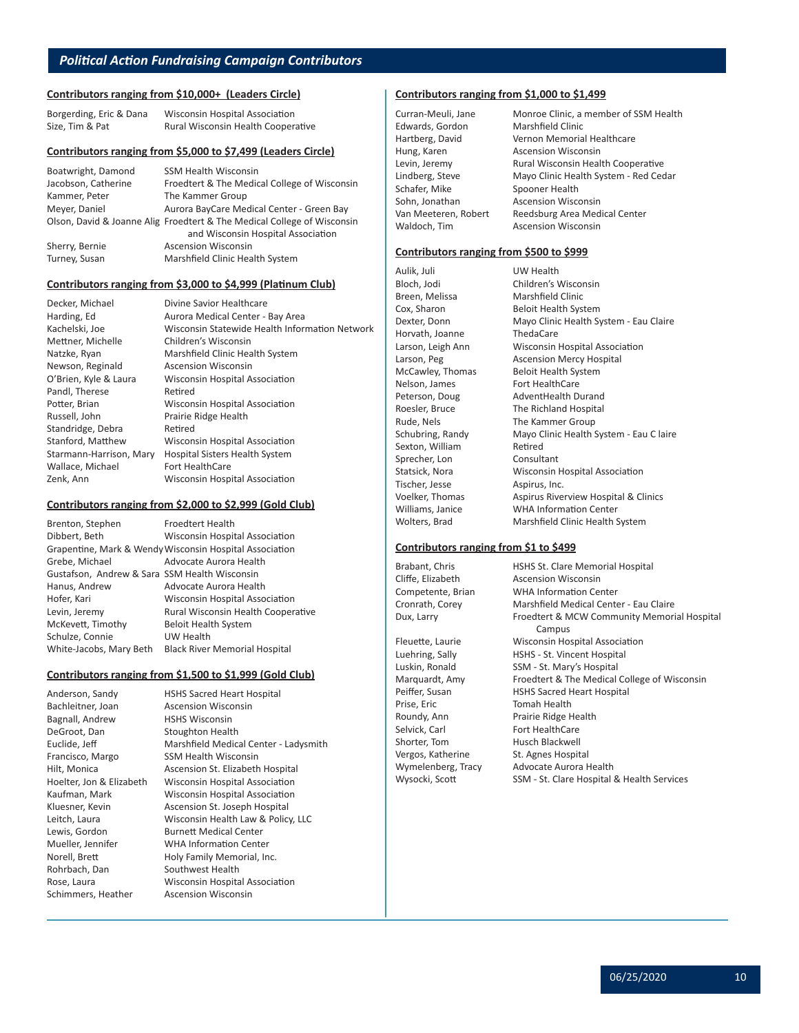## Political Action Fundraising Campaign Contributors

### Contributors ranging from $10,000+ (Leaders Circle)

| | |
|---|---|
| Borgerding, Eric & Dana | Wisconsin Hospital Association |
| Size, Tim & Pat | Rural Wisconsin Health Cooperative |

### Contributors ranging from $5,000 to $7,499 (Leaders Circle)

| | |
|---|---|
| Boatwright, Damond | SSM Health Wisconsin |
| Jacobson, Catherine | Froedtert & The Medical College of Wisconsin |
| Kammer, Peter | The Kammer Group |
| Meyer, Daniel | Aurora BayCare Medical Center - Green Bay |
| Olson, David & Joanne Alig | Froedtert & The Medical College of Wisconsin and Wisconsin Hospital Association |
| Sherry, Bernie | Ascension Wisconsin |
| Turney, Susan | Marshfield Clinic Health System |

### Contributors ranging from $3,000 to $4,999 (Platinum Club)

| | |
|---|---|
| Decker, Michael | Divine Savior Healthcare |
| Harding, Ed | Aurora Medical Center - Bay Area |
| Kachelski, Joe | Wisconsin Statewide Health Information Network |
| Mettner, Michelle | Children's Wisconsin |
| Natzke, Ryan | Marshfield Clinic Health System |
| Newson, Reginald | Ascension Wisconsin |
| O'Brien, Kyle & Laura | Wisconsin Hospital Association |
| Pandl, Therese | Retired |
| Potter, Brian | Wisconsin Hospital Association |
| Russell, John | Prairie Ridge Health |
| Standridge, Debra | Retired |
| Stanford, Matthew | Wisconsin Hospital Association |
| Starmann-Harrison, Mary | Hospital Sisters Health System |
| Wallace, Michael | Fort HealthCare |
| Zenk, Ann | Wisconsin Hospital Association |

### Contributors ranging from $2,000 to $2,999 (Gold Club)

| | |
|---|---|
| Brenton, Stephen | Froedtert Health |
| Dibbert, Beth | Wisconsin Hospital Association |
| Grapentine, Mark & Wendy | Wisconsin Hospital Association |
| Grebe, Michael | Advocate Aurora Health |
| Gustafson, Andrew & Sara | SSM Health Wisconsin |
| Hanus, Andrew | Advocate Aurora Health |
| Hofer, Kari | Wisconsin Hospital Association |
| Levin, Jeremy | Rural Wisconsin Health Cooperative |
| McKevett, Timothy | Beloit Health System |
| Schulze, Connie | UW Health |
| White-Jacobs, Mary Beth | Black River Memorial Hospital |

### Contributors ranging from $1,500 to $1,999 (Gold Club)

| | |
|---|---|
| Anderson, Sandy | HSHS Sacred Heart Hospital |
| Bachleitner, Joan | Ascension Wisconsin |
| Bagnall, Andrew | HSHS Wisconsin |
| DeGroot, Dan | Stoughton Health |
| Euclide, Jeff | Marshfield Medical Center - Ladysmith |
| Francisco, Margo | SSM Health Wisconsin |
| Hilt, Monica | Ascension St. Elizabeth Hospital |
| Hoelter, Jon & Elizabeth | Wisconsin Hospital Association |
| Kaufman, Mark | Wisconsin Hospital Association |
| Kluesner, Kevin | Ascension St. Joseph Hospital |
| Leitch, Laura | Wisconsin Health Law & Policy, LLC |
| Lewis, Gordon | Burnett Medical Center |
| Mueller, Jennifer | WHA Information Center |
| Norell, Brett | Holy Family Memorial, Inc. |
| Rohrbach, Dan | Southwest Health |
| Rose, Laura | Wisconsin Hospital Association |
| Schimmers, Heather | Ascension Wisconsin |

### Contributors ranging from $1,000 to $1,499

| | |
|---|---|
| Curran-Meuli, Jane | Monroe Clinic, a member of SSM Health |
| Edwards, Gordon | Marshfield Clinic |
| Hartberg, David | Vernon Memorial Healthcare |
| Hung, Karen | Ascension Wisconsin |
| Levin, Jeremy | Rural Wisconsin Health Cooperative |
| Lindberg, Steve | Mayo Clinic Health System - Red Cedar |
| Schafer, Mike | Spooner Health |
| Sohn, Jonathan | Ascension Wisconsin |
| Van Meeteren, Robert | Reedsburg Area Medical Center |
| Waldoch, Tim | Ascension Wisconsin |

### Contributors ranging from $500 to $999

| | |
|---|---|
| Aulik, Juli | UW Health |
| Bloch, Jodi | Children's Wisconsin |
| Breen, Melissa | Marshfield Clinic |
| Cox, Sharon | Beloit Health System |
| Dexter, Donn | Mayo Clinic Health System - Eau Claire |
| Horvath, Joanne | ThedaCare |
| Larson, Leigh Ann | Wisconsin Hospital Association |
| Larson, Peg | Ascension Mercy Hospital |
| McCawley, Thomas | Beloit Health System |
| Nelson, James | Fort HealthCare |
| Peterson, Doug | AdventHealth Durand |
| Roesler, Bruce | The Richland Hospital |
| Rude, Nels | The Kammer Group |
| Schubring, Randy | Mayo Clinic Health System - Eau C laire |
| Sexton, William | Retired |
| Sprecher, Lon | Consultant |
| Statsick, Nora | Wisconsin Hospital Association |
| Tischer, Jesse | Aspirus, Inc. |
| Voelker, Thomas | Aspirus Riverview Hospital & Clinics |
| Williams, Janice | WHA Information Center |
| Wolters, Brad | Marshfield Clinic Health System |

### Contributors ranging from $1 to $499

| | |
|---|---|
| Brabant, Chris | HSHS St. Clare Memorial Hospital |
| Cliffe, Elizabeth | Ascension Wisconsin |
| Competente, Brian | WHA Information Center |
| Cronrath, Corey | Marshfield Medical Center - Eau Claire |
| Dux, Larry | Froedtert & MCW Community Memorial Hospital Campus |
| Fleuette, Laurie | Wisconsin Hospital Association |
| Luehring, Sally | HSHS - St. Vincent Hospital |
| Luskin, Ronald | SSM - St. Mary's Hospital |
| Marquardt, Amy | Froedtert & The Medical College of Wisconsin |
| Peiffer, Susan | HSHS Sacred Heart Hospital |
| Prise, Eric | Tomah Health |
| Roundy, Ann | Prairie Ridge Health |
| Selvick, Carl | Fort HealthCare |
| Shorter, Tom | Husch Blackwell |
| Vergos, Katherine | St. Agnes Hospital |
| Wymelenberg, Tracy | Advocate Aurora Health |
| Wysocki, Scott | SSM - St. Clare Hospital & Health Services |

06/25/2020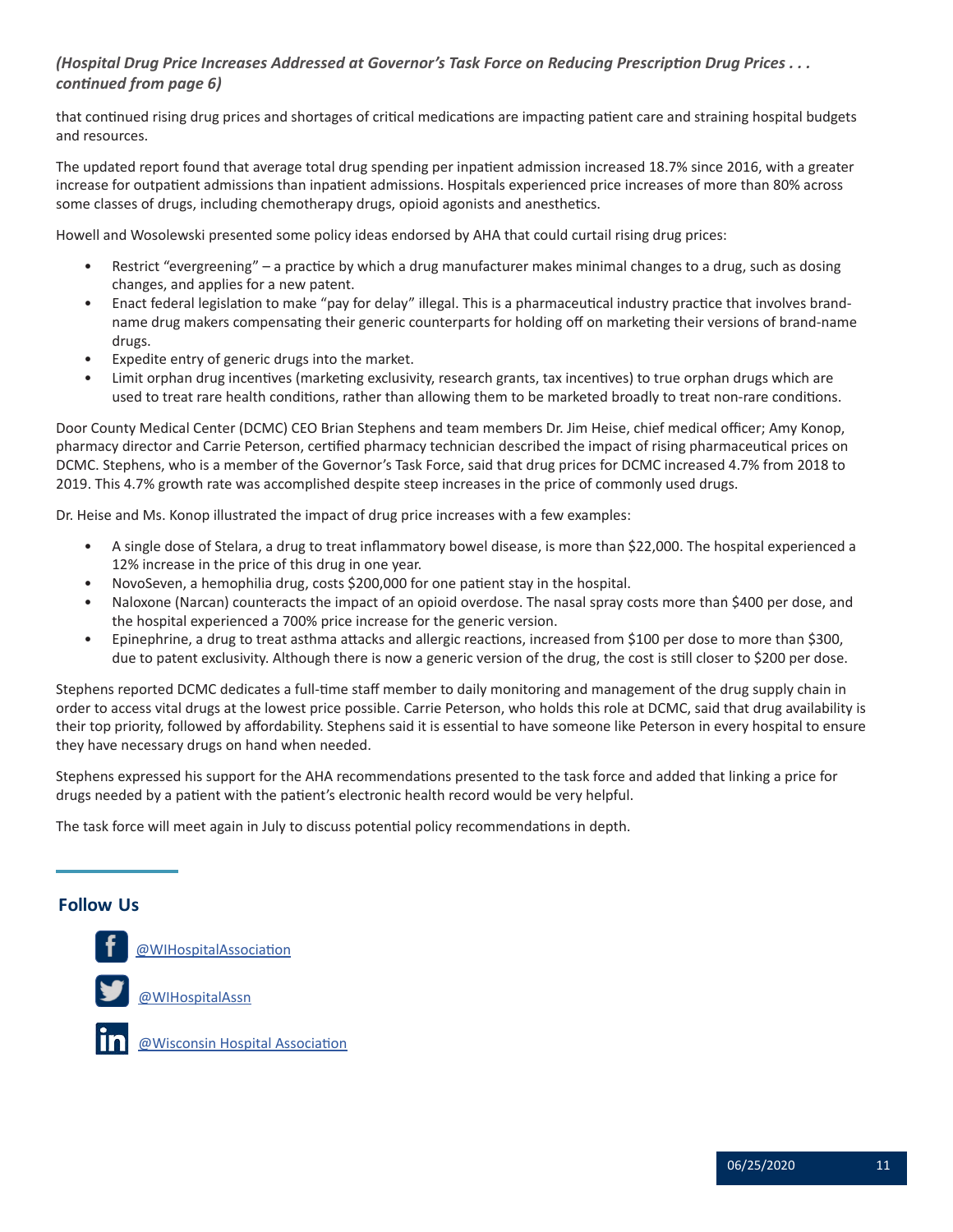*(Hospital Drug Price Increases Addressed at Governor's Task Force on Reducing Prescription Drug Prices . . . continued from page 6)*

that continued rising drug prices and shortages of critical medications are impacting patient care and straining hospital budgets and resources.

The updated report found that average total drug spending per inpatient admission increased 18.7% since 2016, with a greater increase for outpatient admissions than inpatient admissions. Hospitals experienced price increases of more than 80% across some classes of drugs, including chemotherapy drugs, opioid agonists and anesthetics.

Howell and Wosolewski presented some policy ideas endorsed by AHA that could curtail rising drug prices:

- Restrict "evergreening" – a practice by which a drug manufacturer makes minimal changes to a drug, such as dosing changes, and applies for a new patent.
- Enact federal legislation to make "pay for delay" illegal. This is a pharmaceutical industry practice that involves brand-name drug makers compensating their generic counterparts for holding off on marketing their versions of brand-name drugs.
- Expedite entry of generic drugs into the market.
- Limit orphan drug incentives (marketing exclusivity, research grants, tax incentives) to true orphan drugs which are used to treat rare health conditions, rather than allowing them to be marketed broadly to treat non-rare conditions.

Door County Medical Center (DCMC) CEO Brian Stephens and team members Dr. Jim Heise, chief medical officer; Amy Konop, pharmacy director and Carrie Peterson, certified pharmacy technician described the impact of rising pharmaceutical prices on DCMC. Stephens, who is a member of the Governor's Task Force, said that drug prices for DCMC increased 4.7% from 2018 to 2019. This 4.7% growth rate was accomplished despite steep increases in the price of commonly used drugs.

Dr. Heise and Ms. Konop illustrated the impact of drug price increases with a few examples:

- A single dose of Stelara, a drug to treat inflammatory bowel disease, is more than $22,000. The hospital experienced a 12% increase in the price of this drug in one year.
- NovoSeven, a hemophilia drug, costs $200,000 for one patient stay in the hospital.
- Naloxone (Narcan) counteracts the impact of an opioid overdose. The nasal spray costs more than $400 per dose, and the hospital experienced a 700% price increase for the generic version.
- Epinephrine, a drug to treat asthma attacks and allergic reactions, increased from $100 per dose to more than $300, due to patent exclusivity. Although there is now a generic version of the drug, the cost is still closer to $200 per dose.

Stephens reported DCMC dedicates a full-time staff member to daily monitoring and management of the drug supply chain in order to access vital drugs at the lowest price possible. Carrie Peterson, who holds this role at DCMC, said that drug availability is their top priority, followed by affordability. Stephens said it is essential to have someone like Peterson in every hospital to ensure they have necessary drugs on hand when needed.

Stephens expressed his support for the AHA recommendations presented to the task force and added that linking a price for drugs needed by a patient with the patient's electronic health record would be very helpful.

The task force will meet again in July to discuss potential policy recommendations in depth.

## Follow Us

@WIHospitalAssociation

@WIHospitalAssn

@Wisconsin Hospital Association